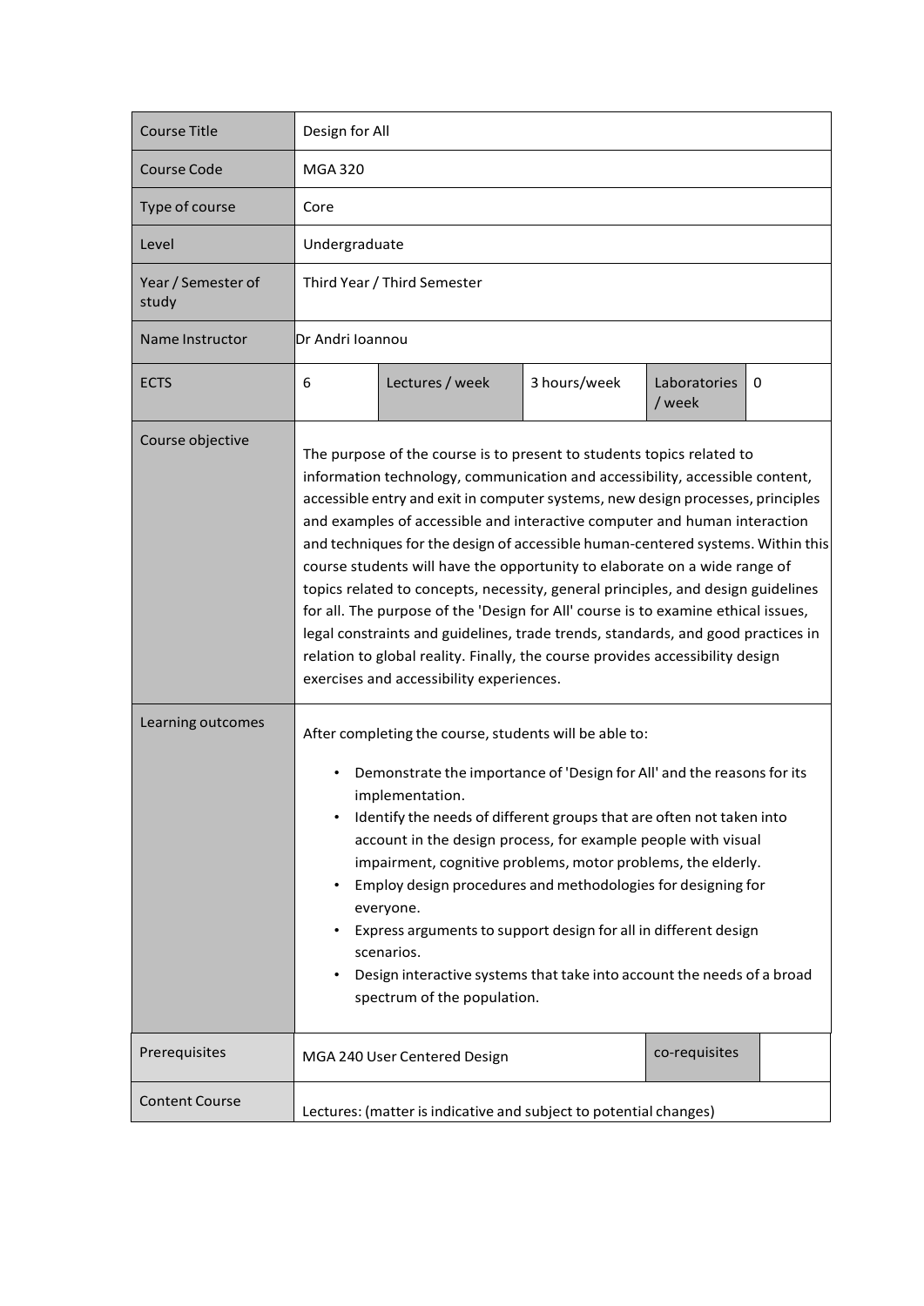| Course Title | Design for All | | | | |
|---|---|---|---|---|---|
| Course Code | MGA 320 | | | | |
| Type of course | Core | | | | |
| Level | Undergraduate | | | | |
| Year / Semester of study | Third Year / Third Semester | | | | |
| Name Instructor | Dr Andri Ioannou | | | | |
| ECTS | 6 | Lectures / week | 3 hours/week | Laboratories / week | 0 |
| Course objective | The purpose of the course is to present to students topics related to information technology, communication and accessibility, accessible content, accessible entry and exit in computer systems, new design processes, principles and examples of accessible and interactive computer and human interaction and techniques for the design of accessible human-centered systems. Within this course students will have the opportunity to elaborate on a wide range of topics related to concepts, necessity, general principles, and design guidelines for all. The purpose of the 'Design for All' course is to examine ethical issues, legal constraints and guidelines, trade trends, standards, and good practices in relation to global reality. Finally, the course provides accessibility design exercises and accessibility experiences. | | | | |
| Learning outcomes | After completing the course, students will be able to:<br>• Demonstrate the importance of 'Design for All' and the reasons for its implementation.<br>• Identify the needs of different groups that are often not taken into account in the design process, for example people with visual impairment, cognitive problems, motor problems, the elderly.<br>• Employ design procedures and methodologies for designing for everyone.<br>• Express arguments to support design for all in different design scenarios.<br>• Design interactive systems that take into account the needs of a broad spectrum of the population. | | | | |
| Prerequisites | MGA 240 User Centered Design | | | co-requisites | |
| Content Course | Lectures: (matter is indicative and subject to potential changes) | | | | |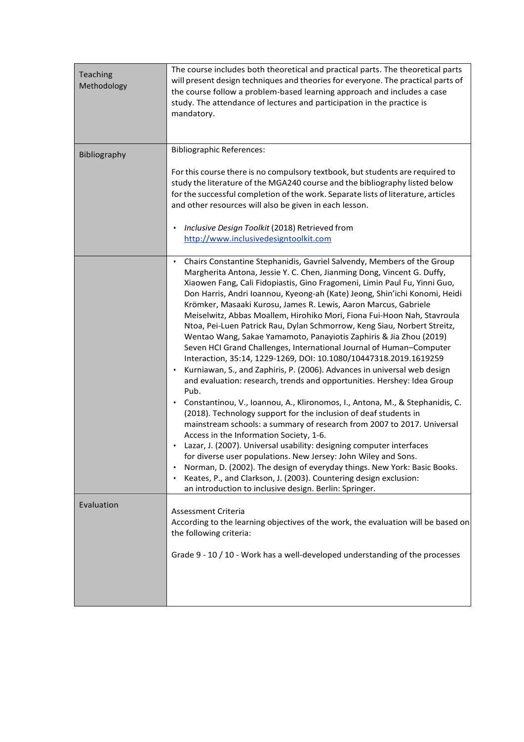| | |
|---|---|
| Teaching Methodology | The course includes both theoretical and practical parts. The theoretical parts will present design techniques and theories for everyone. The practical parts of the course follow a problem-based learning approach and includes a case study. The attendance of lectures and participation in the practice is mandatory. |
| Bibliography | Bibliographic References:<br><br>For this course there is no compulsory textbook, but students are required to study the literature of the MGA240 course and the bibliography listed below for the successful completion of the work. Separate lists of literature, articles and other resources will also be given in each lesson.<br><br>• *Inclusive Design Toolkit* (2018) Retrieved from [http://www.inclusivedesigntoolkit.com](http://www.inclusivedesigntoolkit.com) |
| | • Chairs Constantine Stephanidis, Gavriel Salvendy, Members of the Group Margherita Antona, Jessie Y. C. Chen, Jianming Dong, Vincent G. Duffy, Xiaowen Fang, Cali Fidopiastis, Gino Fragomeni, Limin Paul Fu, Yinni Guo, Don Harris, Andri Ioannou, Kyeong-ah (Kate) Jeong, Shin'ichi Konomi, Heidi Krömker, Masaaki Kurosu, James R. Lewis, Aaron Marcus, Gabriele Meiselwitz, Abbas Moallem, Hirohiko Mori, Fiona Fui-Hoon Nah, Stavroula Ntoa, Pei-Luen Patrick Rau, Dylan Schmorrow, Keng Siau, Norbert Streitz, Wentao Wang, Sakae Yamamoto, Panayiotis Zaphiris & Jia Zhou (2019) Seven HCI Grand Challenges, International Journal of Human–Computer Interaction, 35:14, 1229-1269, DOI: 10.1080/10447318.2019.1619259<br>• Kurniawan, S., and Zaphiris, P. (2006). Advances in universal web design and evaluation: research, trends and opportunities. Hershey: Idea Group Pub.<br>• Constantinou, V., Ioannou, A., Klironomos, I., Antona, M., & Stephanidis, C. (2018). Technology support for the inclusion of deaf students in mainstream schools: a summary of research from 2007 to 2017. Universal Access in the Information Society, 1-6.<br>• Lazar, J. (2007). Universal usability: designing computer interfaces for diverse user populations. New Jersey: John Wiley and Sons.<br>• Norman, D. (2002). The design of everyday things. New York: Basic Books.<br>• Keates, P., and Clarkson, J. (2003). Countering design exclusion: an introduction to inclusive design. Berlin: Springer. |
| Evaluation | Assessment Criteria<br>According to the learning objectives of the work, the evaluation will be based on the following criteria:<br><br>Grade 9 - 10 / 10 - Work has a well-developed understanding of the processes |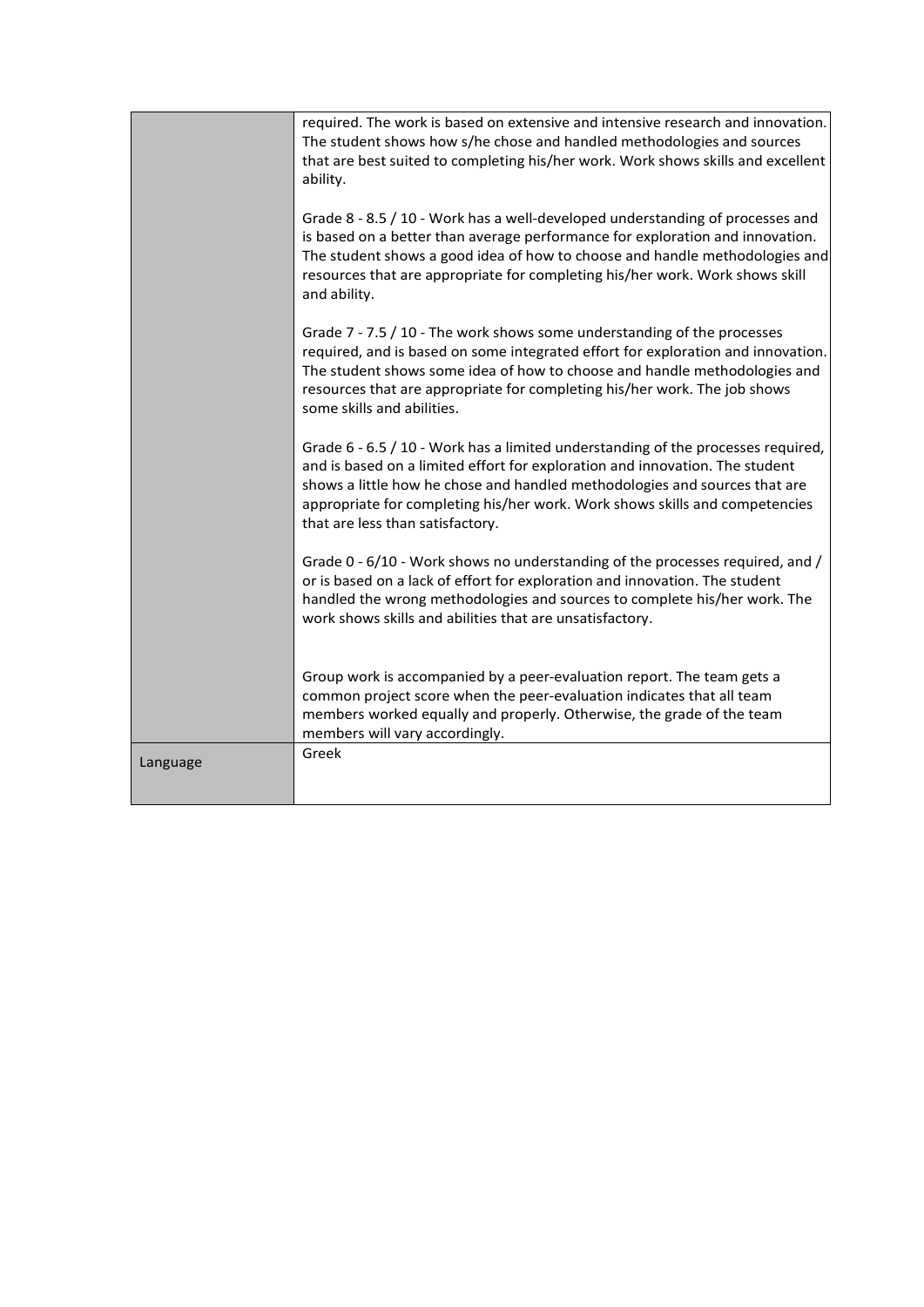| | |
|---|---|
| | required. The work is based on extensive and intensive research and innovation. The student shows how s/he chose and handled methodologies and sources that are best suited to completing his/her work. Work shows skills and excellent ability.<br><br>Grade 8 - 8.5 / 10 - Work has a well-developed understanding of processes and is based on a better than average performance for exploration and innovation. The student shows a good idea of how to choose and handle methodologies and resources that are appropriate for completing his/her work. Work shows skill and ability.<br><br>Grade 7 - 7.5 / 10 - The work shows some understanding of the processes required, and is based on some integrated effort for exploration and innovation. The student shows some idea of how to choose and handle methodologies and resources that are appropriate for completing his/her work. The job shows some skills and abilities.<br><br>Grade 6 - 6.5 / 10 - Work has a limited understanding of the processes required, and is based on a limited effort for exploration and innovation. The student shows a little how he chose and handled methodologies and sources that are appropriate for completing his/her work. Work shows skills and competencies that are less than satisfactory.<br><br>Grade 0 - 6/10 - Work shows no understanding of the processes required, and / or is based on a lack of effort for exploration and innovation. The student handled the wrong methodologies and sources to complete his/her work. The work shows skills and abilities that are unsatisfactory.<br><br>Group work is accompanied by a peer-evaluation report. The team gets a common project score when the peer-evaluation indicates that all team members worked equally and properly. Otherwise, the grade of the team members will vary accordingly. |
| Language | Greek |